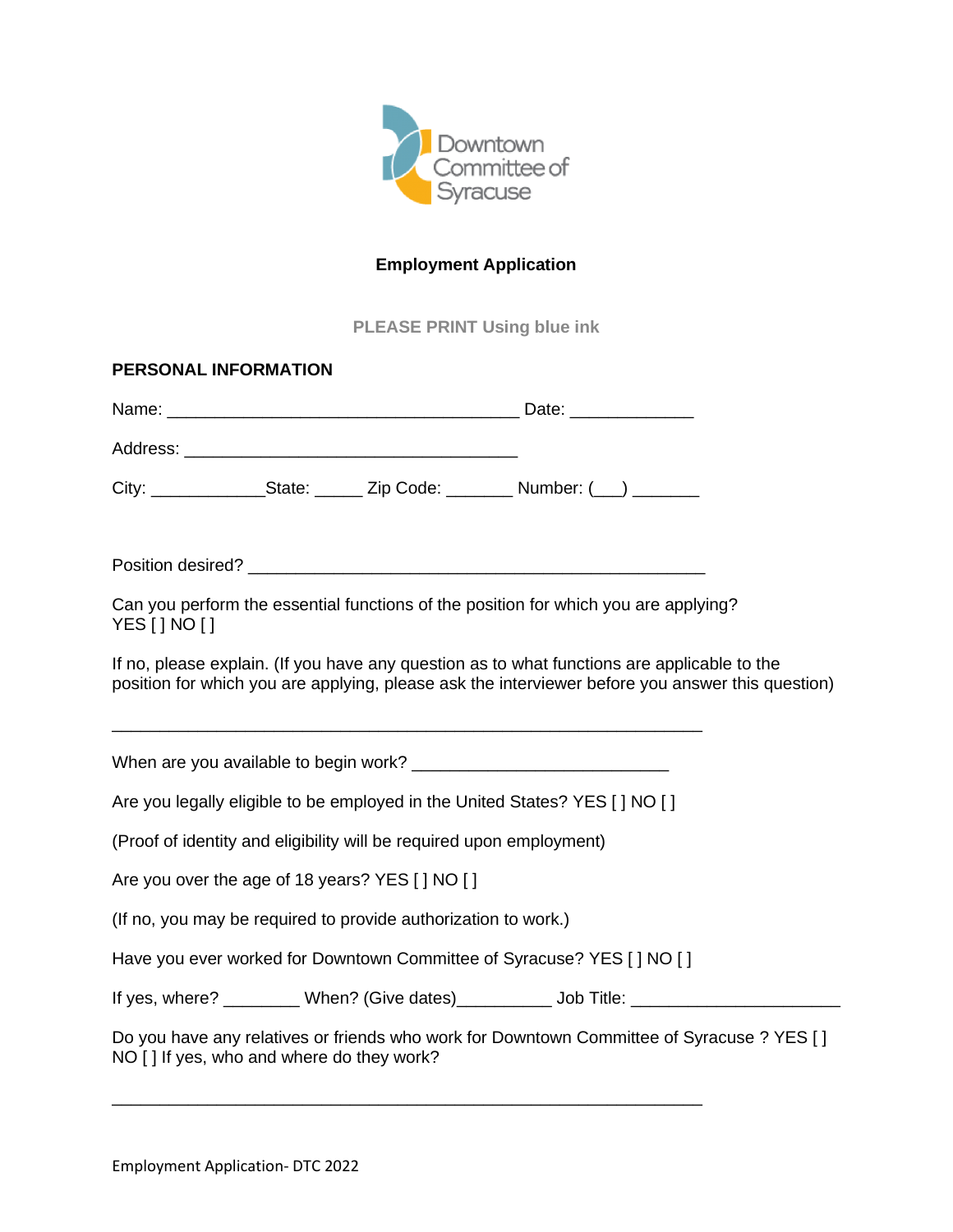Downtown Committee of Syracuse

# Employment Application

PLEASE PRINT Using blue ink

**PERSONAL INFORMATION**

Name: ____________________________________ Date: _____________

Address: __________________________________

City: ____________State: _____ Zip Code: _______ Number: (___) _______

Position desired? ______________________________________________

Can you perform the essential functions of the position for which you are applying? YES [ ] NO [ ]

If no, please explain. (If you have any question as to what functions are applicable to the position for which you are applying, please ask the interviewer before you answer this question)

____________________________________________________________

When are you available to begin work? __________________________

Are you legally eligible to be employed in the United States? YES [ ] NO [ ]

(Proof of identity and eligibility will be required upon employment)

Are you over the age of 18 years? YES [ ] NO [ ]

(If no, you may be required to provide authorization to work.)

Have you ever worked for Downtown Committee of Syracuse? YES [ ] NO [ ]

If yes, where? ________ When? (Give dates)__________ Job Title: ______________________

Do you have any relatives or friends who work for Downtown Committee of Syracuse ? YES [ ] NO [ ] If yes, who and where do they work?

____________________________________________________________

Employment Application- DTC 2022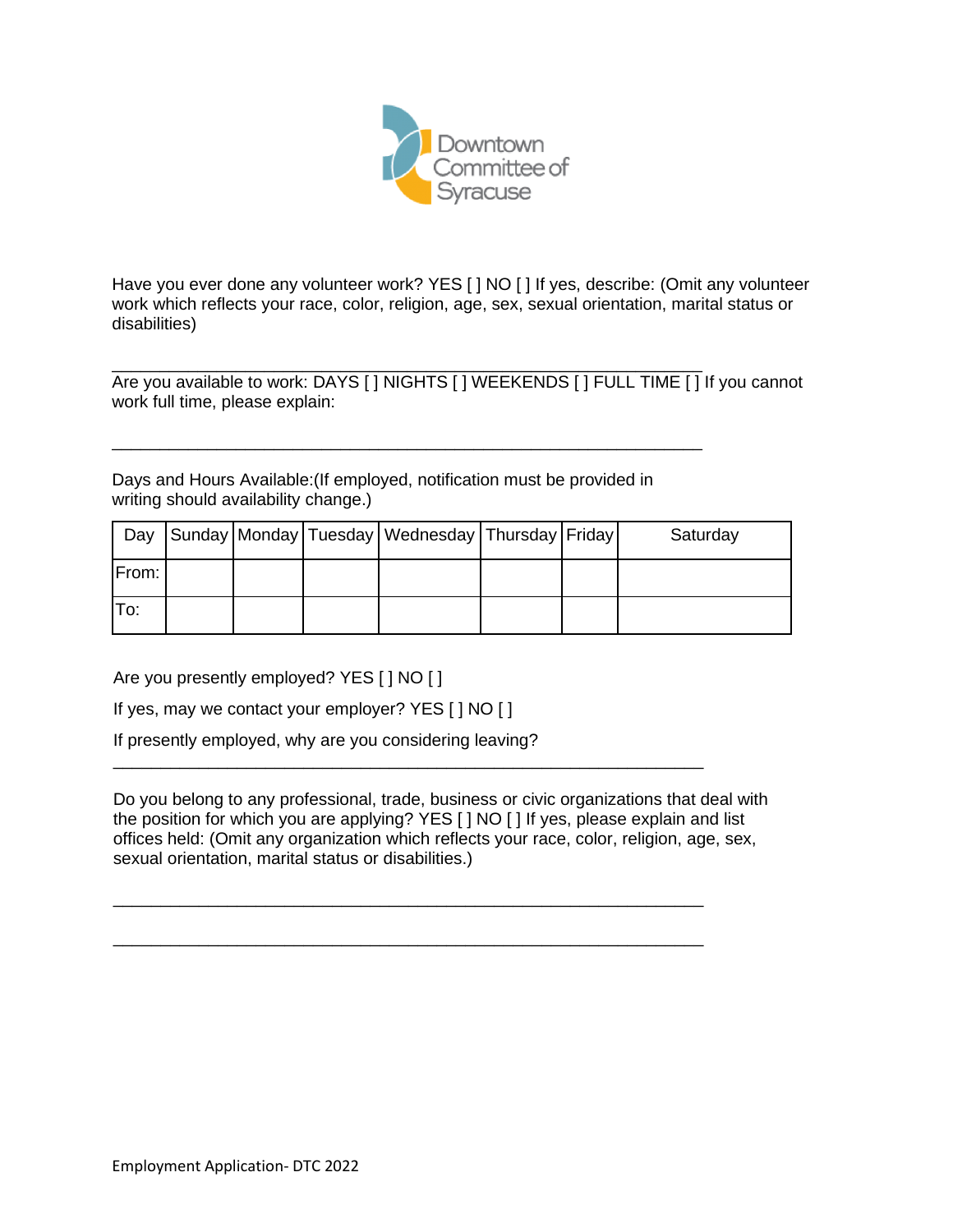Have you ever done any volunteer work? YES [ ] NO [ ] If yes, describe: (Omit any volunteer work which reflects your race, color, religion, age, sex, sexual orientation, marital status or disabilities)

_______________________________________________________________

Are you available to work: DAYS [ ] NIGHTS [ ] WEEKENDS [ ] FULL TIME [ ] If you cannot work full time, please explain:

_______________________________________________________________

Days and Hours Available:(If employed, notification must be provided in writing should availability change.)

| Day | Sunday | Monday | Tuesday | Wednesday | Thursday | Friday | Saturday |
|---|---|---|---|---|---|---|---|
| From: | | | | | | | |
| To: | | | | | | | |

Are you presently employed? YES [ ] NO [ ]

If yes, may we contact your employer? YES [ ] NO [ ]

If presently employed, why are you considering leaving?

_______________________________________________________________

Do you belong to any professional, trade, business or civic organizations that deal with the position for which you are applying? YES [ ] NO [ ] If yes, please explain and list offices held: (Omit any organization which reflects your race, color, religion, age, sex, sexual orientation, marital status or disabilities.)

_______________________________________________________________

_______________________________________________________________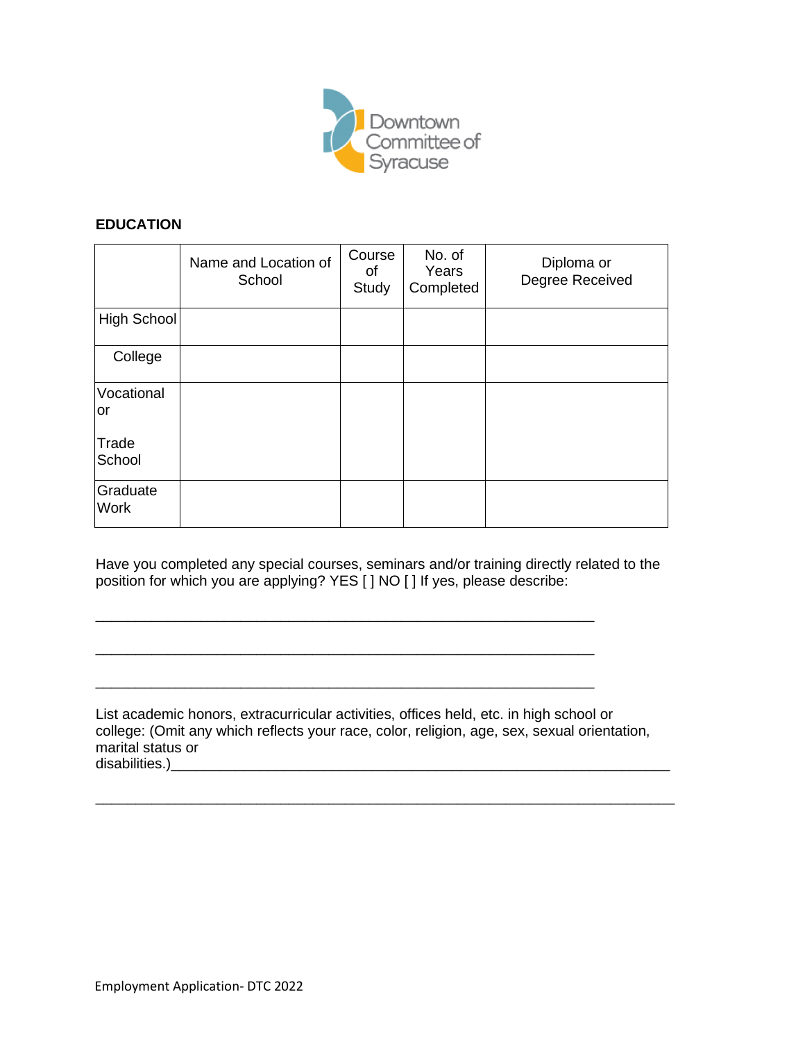## EDUCATION

| | Name and Location of School | Course of Study | No. of Years Completed | Diploma or Degree Received |
|---|---|---|---|---|
| High School | | | | |
| College | | | | |
| Vocational or Trade School | | | | |
| Graduate Work | | | | |

Have you completed any special courses, seminars and/or training directly related to the position for which you are applying? YES [ ] NO [ ] If yes, please describe:

_______________________________________________________________

_______________________________________________________________

_______________________________________________________________

List academic honors, extracurricular activities, offices held, etc. in high school or college: (Omit any which reflects your race, color, religion, age, sex, sexual orientation, marital status or disabilities.)_______________________________________________________________

_______________________________________________________________________

Employment Application- DTC 2022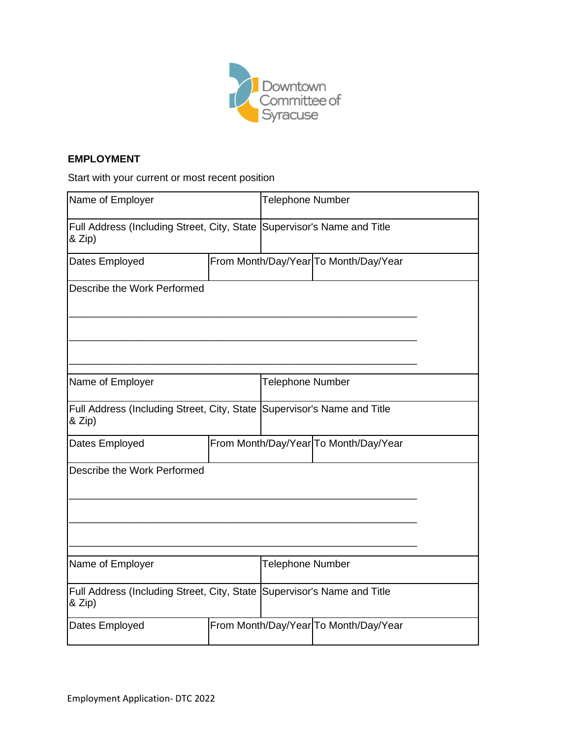Downtown Committee of Syracuse

**EMPLOYMENT**

Start with your current or most recent position

| Name of Employer | | Telephone Number |
|---|---|---|
| Full Address (Including Street, City, State & Zip) | | Supervisor's Name and Title |
| Dates Employed | From Month/Day/Year | To Month/Day/Year |
| Describe the Work Performed<br>____________________________________________________________<br>____________________________________________________________<br>____________________________________________________________ | | |

| Name of Employer | | Telephone Number |
|---|---|---|
| Full Address (Including Street, City, State & Zip) | | Supervisor's Name and Title |
| Dates Employed | From Month/Day/Year | To Month/Day/Year |
| Describe the Work Performed<br>____________________________________________________________<br>____________________________________________________________<br>____________________________________________________________ | | |

| Name of Employer | | Telephone Number |
|---|---|---|
| Full Address (Including Street, City, State & Zip) | | Supervisor's Name and Title |
| Dates Employed | From Month/Day/Year | To Month/Day/Year |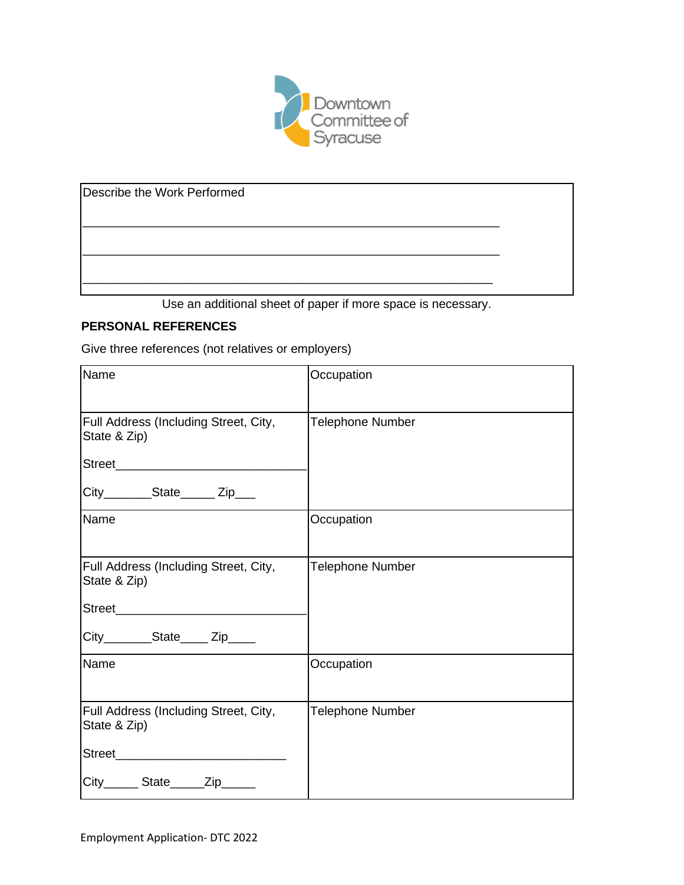Downtown Committee of Syracuse

| Describe the Work Performed |
|---|
| ______________________________________________________________ |
| ______________________________________________________________ |
| ______________________________________________________________ |

Use an additional sheet of paper if more space is necessary.

**PERSONAL REFERENCES**

Give three references (not relatives or employers)

| Name | Occupation |
|---|---|
| Full Address (Including Street, City, State & Zip)<br><br>Street______________________________<br><br>City_______State_____ Zip___ | Telephone Number |
| Name | Occupation |
| Full Address (Including Street, City, State & Zip)<br><br>Street______________________________<br><br>City_______State____ Zip____ | Telephone Number |
| Name | Occupation |
| Full Address (Including Street, City, State & Zip)<br><br>Street__________________________<br><br>City_____ State_____Zip_____ | Telephone Number |

Employment Application- DTC 2022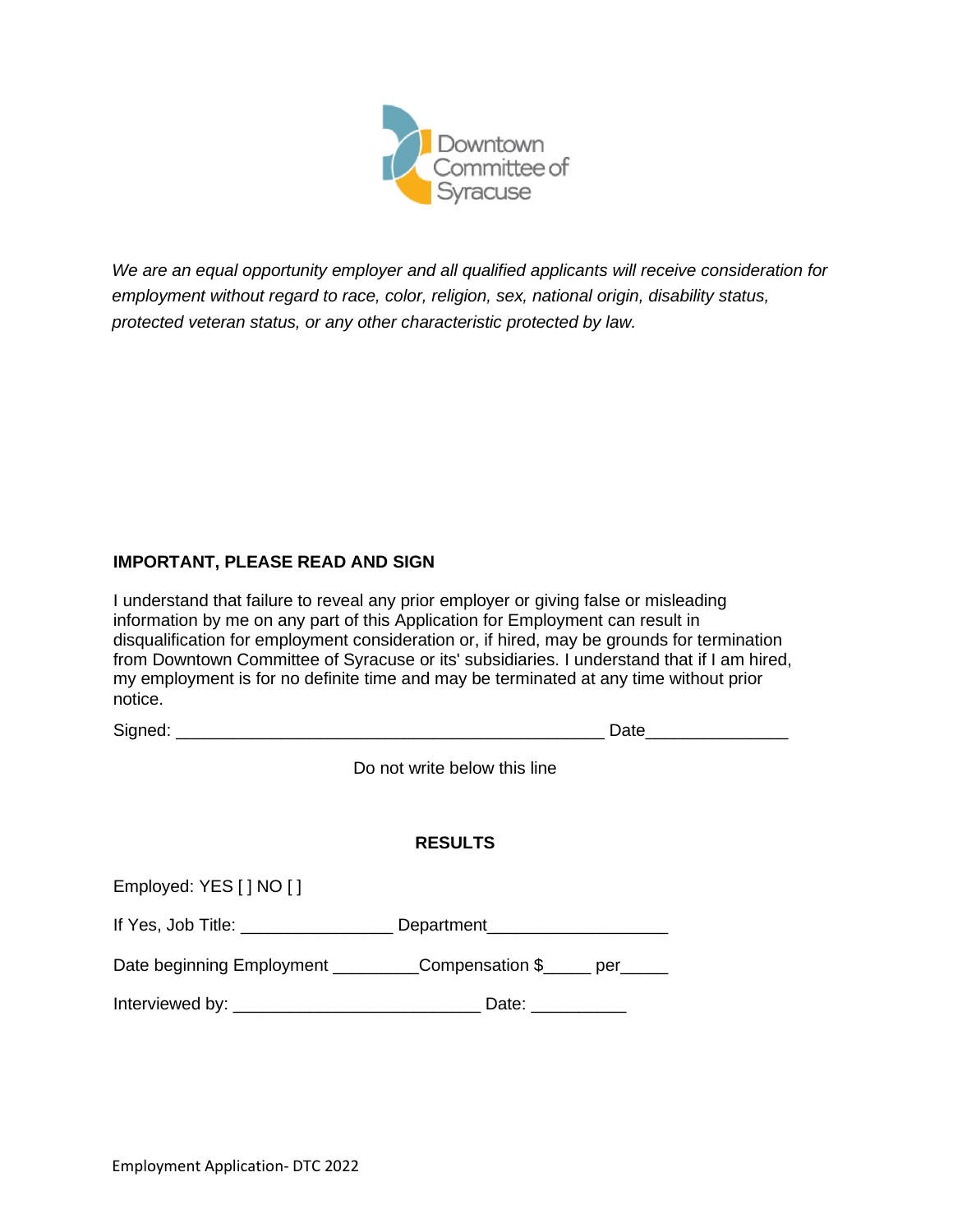Downtown Committee of Syracuse

*We are an equal opportunity employer and all qualified applicants will receive consideration for employment without regard to race, color, religion, sex, national origin, disability status, protected veteran status, or any other characteristic protected by law.*

**IMPORTANT, PLEASE READ AND SIGN**

I understand that failure to reveal any prior employer or giving false or misleading information by me on any part of this Application for Employment can result in disqualification for employment consideration or, if hired, may be grounds for termination from Downtown Committee of Syracuse or its' subsidiaries. I understand that if I am hired, my employment is for no definite time and may be terminated at any time without prior notice.

Signed: _______________________________________________ Date_______________

Do not write below this line

**RESULTS**

Employed: YES [ ] NO [ ]

If Yes, Job Title: ________________ Department___________________

Date beginning Employment _________Compensation $_____ per_____

Interviewed by: __________________________ Date: __________

Employment Application- DTC 2022